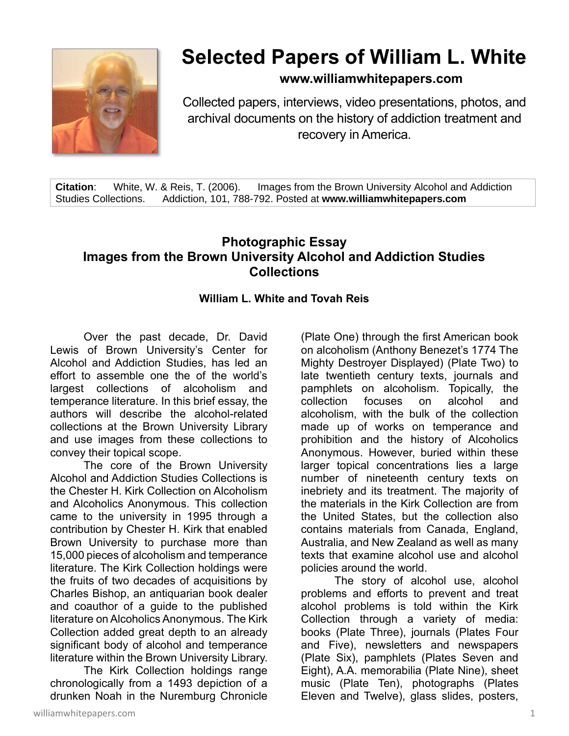# Selected Papers of William L. White

**www.williamwhitepapers.com**

Collected papers, interviews, video presentations, photos, and archival documents on the history of addiction treatment and recovery in America.

**Citation**: White, W. & Reis, T. (2006). Images from the Brown University Alcohol and Addiction Studies Collections. Addiction, 101, 788-792. Posted at **www.williamwhitepapers.com**

## Photographic Essay
## Images from the Brown University Alcohol and Addiction Studies Collections

**William L. White and Tovah Reis**

Over the past decade, Dr. David Lewis of Brown University's Center for Alcohol and Addiction Studies, has led an effort to assemble one the of the world's largest collections of alcoholism and temperance literature. In this brief essay, the authors will describe the alcohol-related collections at the Brown University Library and use images from these collections to convey their topical scope.

The core of the Brown University Alcohol and Addiction Studies Collections is the Chester H. Kirk Collection on Alcoholism and Alcoholics Anonymous. This collection came to the university in 1995 through a contribution by Chester H. Kirk that enabled Brown University to purchase more than 15,000 pieces of alcoholism and temperance literature. The Kirk Collection holdings were the fruits of two decades of acquisitions by Charles Bishop, an antiquarian book dealer and coauthor of a guide to the published literature on Alcoholics Anonymous. The Kirk Collection added great depth to an already significant body of alcohol and temperance literature within the Brown University Library.

The Kirk Collection holdings range chronologically from a 1493 depiction of a drunken Noah in the Nuremburg Chronicle (Plate One) through the first American book on alcoholism (Anthony Benezet's 1774 The Mighty Destroyer Displayed) (Plate Two) to late twentieth century texts, journals and pamphlets on alcoholism. Topically, the collection focuses on alcohol and alcoholism, with the bulk of the collection made up of works on temperance and prohibition and the history of Alcoholics Anonymous. However, buried within these larger topical concentrations lies a large number of nineteenth century texts on inebriety and its treatment. The majority of the materials in the Kirk Collection are from the United States, but the collection also contains materials from Canada, England, Australia, and New Zealand as well as many texts that examine alcohol use and alcohol policies around the world.

The story of alcohol use, alcohol problems and efforts to prevent and treat alcohol problems is told within the Kirk Collection through a variety of media: books (Plate Three), journals (Plates Four and Five), newsletters and newspapers (Plate Six), pamphlets (Plates Seven and Eight), A.A. memorabilia (Plate Nine), sheet music (Plate Ten), photographs (Plates Eleven and Twelve), glass slides, posters,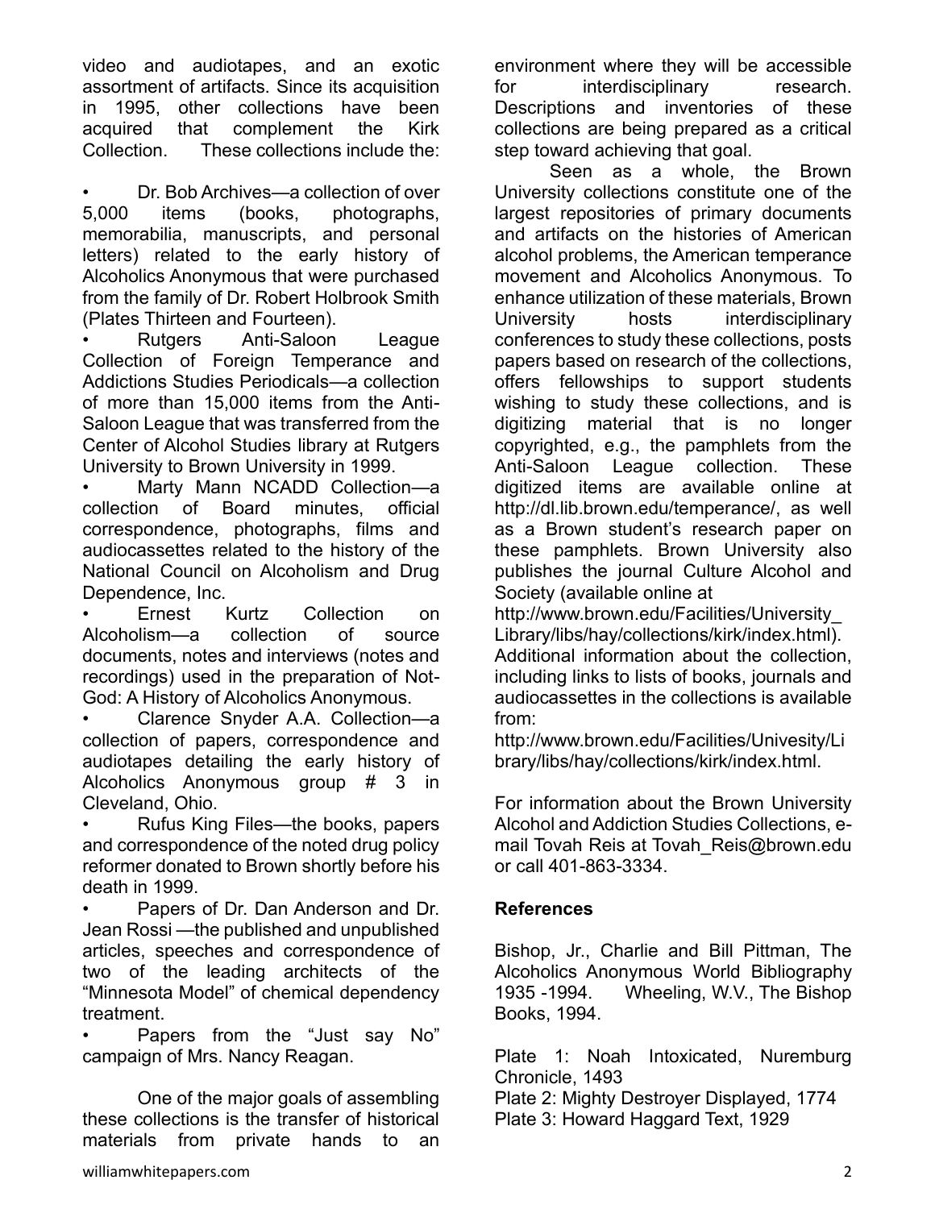video and audiotapes, and an exotic assortment of artifacts. Since its acquisition in 1995, other collections have been acquired that complement the Kirk Collection. These collections include the:

- Dr. Bob Archives—a collection of over 5,000 items (books, photographs, memorabilia, manuscripts, and personal letters) related to the early history of Alcoholics Anonymous that were purchased from the family of Dr. Robert Holbrook Smith (Plates Thirteen and Fourteen).
- Rutgers Anti-Saloon League Collection of Foreign Temperance and Addictions Studies Periodicals—a collection of more than 15,000 items from the Anti-Saloon League that was transferred from the Center of Alcohol Studies library at Rutgers University to Brown University in 1999.
- Marty Mann NCADD Collection—a collection of Board minutes, official correspondence, photographs, films and audiocassettes related to the history of the National Council on Alcoholism and Drug Dependence, Inc.
- Ernest Kurtz Collection on Alcoholism—a collection of source documents, notes and interviews (notes and recordings) used in the preparation of Not-God: A History of Alcoholics Anonymous.
- Clarence Snyder A.A. Collection—a collection of papers, correspondence and audiotapes detailing the early history of Alcoholics Anonymous group # 3 in Cleveland, Ohio.
- Rufus King Files—the books, papers and correspondence of the noted drug policy reformer donated to Brown shortly before his death in 1999.
- Papers of Dr. Dan Anderson and Dr. Jean Rossi —the published and unpublished articles, speeches and correspondence of two of the leading architects of the "Minnesota Model" of chemical dependency treatment.
- Papers from the "Just say No" campaign of Mrs. Nancy Reagan.

One of the major goals of assembling these collections is the transfer of historical materials from private hands to an environment where they will be accessible for interdisciplinary research. Descriptions and inventories of these collections are being prepared as a critical step toward achieving that goal.

Seen as a whole, the Brown University collections constitute one of the largest repositories of primary documents and artifacts on the histories of American alcohol problems, the American temperance movement and Alcoholics Anonymous. To enhance utilization of these materials, Brown University hosts interdisciplinary conferences to study these collections, posts papers based on research of the collections, offers fellowships to support students wishing to study these collections, and is digitizing material that is no longer copyrighted, e.g., the pamphlets from the Anti-Saloon League collection. These digitized items are available online at http://dl.lib.brown.edu/temperance/, as well as a Brown student's research paper on these pamphlets. Brown University also publishes the journal Culture Alcohol and Society (available online at http://www.brown.edu/Facilities/University_Library/libs/hay/collections/kirk/index.html). Additional information about the collection, including links to lists of books, journals and audiocassettes in the collections is available from: http://www.brown.edu/Facilities/Univesity/Library/libs/hay/collections/kirk/index.html.

For information about the Brown University Alcohol and Addiction Studies Collections, e-mail Tovah Reis at Tovah_Reis@brown.edu or call 401-863-3334.

**References**

Bishop, Jr., Charlie and Bill Pittman, The Alcoholics Anonymous World Bibliography 1935 -1994. Wheeling, W.V., The Bishop Books, 1994.

Plate 1: Noah Intoxicated, Nuremburg Chronicle, 1493
Plate 2: Mighty Destroyer Displayed, 1774
Plate 3: Howard Haggard Text, 1929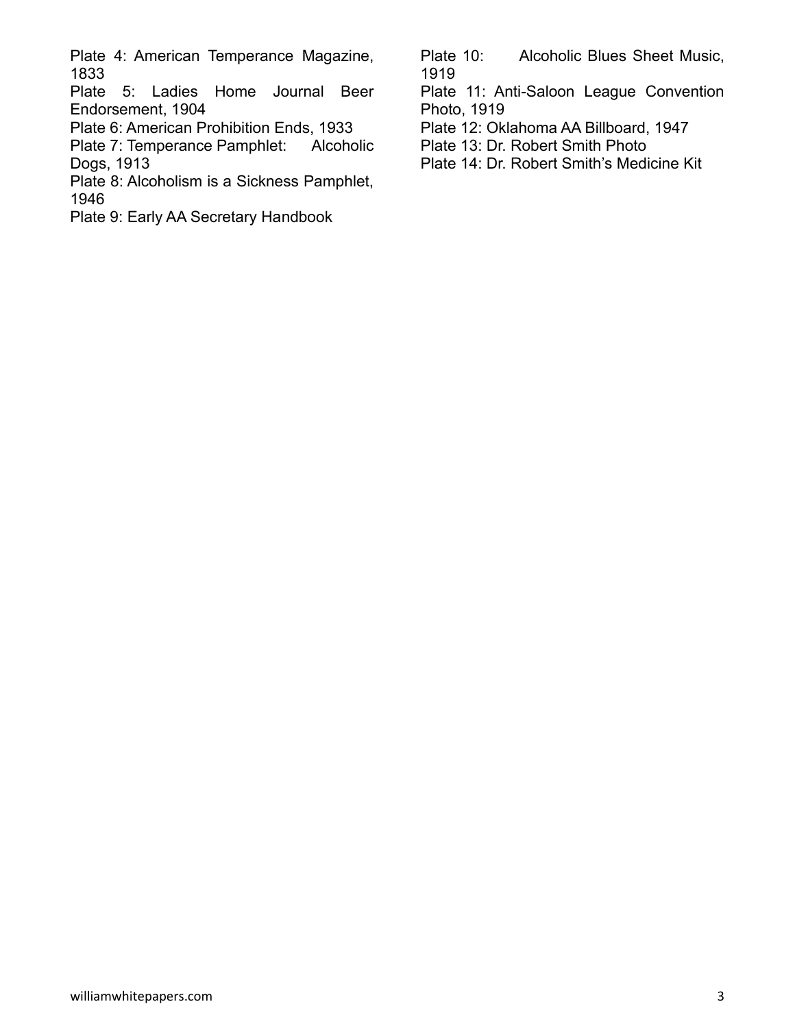Plate 4: American Temperance Magazine, 1833

Plate 5: Ladies Home Journal Beer Endorsement, 1904

Plate 6: American Prohibition Ends, 1933

Plate 7: Temperance Pamphlet: Alcoholic Dogs, 1913

Plate 8: Alcoholism is a Sickness Pamphlet, 1946

Plate 9: Early AA Secretary Handbook

Plate 10: Alcoholic Blues Sheet Music, 1919

Plate 11: Anti-Saloon League Convention Photo, 1919

Plate 12: Oklahoma AA Billboard, 1947

Plate 13: Dr. Robert Smith Photo

Plate 14: Dr. Robert Smith's Medicine Kit